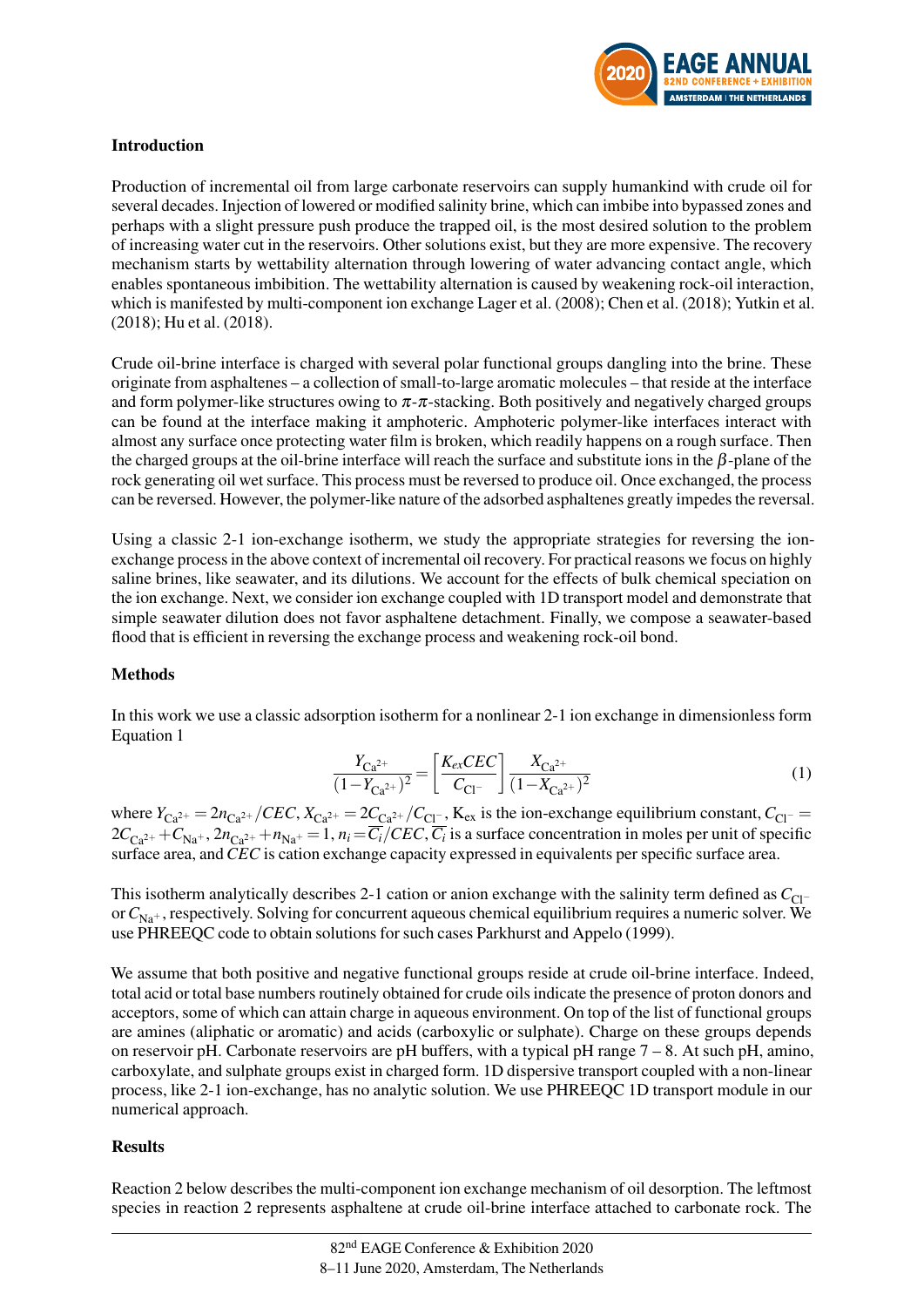## Introduction

Production of incremental oil from large carbonate reservoirs can supply humankind with crude oil for several decades. Injection of lowered or modified salinity brine, which can imbibe into bypassed zones and perhaps with a slight pressure push produce the trapped oil, is the most desired solution to the problem of increasing water cut in the reservoirs. Other solutions exist, but they are more expensive. The recovery mechanism starts by wettability alternation through lowering of water advancing contact angle, which enables spontaneous imbibition. The wettability alternation is caused by weakening rock-oil interaction, which is manifested by multi-component ion exchange Lager et al. (2008); Chen et al. (2018); Yutkin et al. (2018); Hu et al. (2018).

Crude oil-brine interface is charged with several polar functional groups dangling into the brine. These originate from asphaltenes – a collection of small-to-large aromatic molecules – that reside at the interface and form polymer-like structures owing to $\pi$-$\pi$-stacking. Both positively and negatively charged groups can be found at the interface making it amphoteric. Amphoteric polymer-like interfaces interact with almost any surface once protecting water film is broken, which readily happens on a rough surface. Then the charged groups at the oil-brine interface will reach the surface and substitute ions in the $\beta$-plane of the rock generating oil wet surface. This process must be reversed to produce oil. Once exchanged, the process can be reversed. However, the polymer-like nature of the adsorbed asphaltenes greatly impedes the reversal.

Using a classic 2-1 ion-exchange isotherm, we study the appropriate strategies for reversing the ion-exchange process in the above context of incremental oil recovery. For practical reasons we focus on highly saline brines, like seawater, and its dilutions. We account for the effects of bulk chemical speciation on the ion exchange. Next, we consider ion exchange coupled with 1D transport model and demonstrate that simple seawater dilution does not favor asphaltene detachment. Finally, we compose a seawater-based flood that is efficient in reversing the exchange process and weakening rock-oil bond.

## Methods

In this work we use a classic adsorption isotherm for a nonlinear 2-1 ion exchange in dimensionless form Equation 1

$$\frac{Y_{\mathrm{Ca}^{2+}}}{(1-Y_{\mathrm{Ca}^{2+}})^2} = \left[\frac{K_{ex}CEC}{C_{\mathrm{Cl}^-}}\right]\frac{X_{\mathrm{Ca}^{2+}}}{(1-X_{\mathrm{Ca}^{2+}})^2} \tag{1}$$

where $Y_{\mathrm{Ca}^{2+}} = 2n_{\mathrm{Ca}^{2+}}/CEC$, $X_{\mathrm{Ca}^{2+}} = 2C_{\mathrm{Ca}^{2+}}/C_{\mathrm{Cl}^-}$, $\mathrm{K_{ex}}$ is the ion-exchange equilibrium constant, $C_{\mathrm{Cl}^-} = 2C_{\mathrm{Ca}^{2+}} + C_{\mathrm{Na}^+}$, $2n_{\mathrm{Ca}^{2+}} + n_{\mathrm{Na}^+} = 1$, $n_i = \overline{C_i}/CEC$, $\overline{C_i}$ is a surface concentration in moles per unit of specific surface area, and $CEC$ is cation exchange capacity expressed in equivalents per specific surface area.

This isotherm analytically describes 2-1 cation or anion exchange with the salinity term defined as $C_{\mathrm{Cl}^-}$ or $C_{\mathrm{Na}^+}$, respectively. Solving for concurrent aqueous chemical equilibrium requires a numeric solver. We use PHREEQC code to obtain solutions for such cases Parkhurst and Appelo (1999).

We assume that both positive and negative functional groups reside at crude oil-brine interface. Indeed, total acid or total base numbers routinely obtained for crude oils indicate the presence of proton donors and acceptors, some of which can attain charge in aqueous environment. On top of the list of functional groups are amines (aliphatic or aromatic) and acids (carboxylic or sulphate). Charge on these groups depends on reservoir pH. Carbonate reservoirs are pH buffers, with a typical pH range 7 – 8. At such pH, amino, carboxylate, and sulphate groups exist in charged form. 1D dispersive transport coupled with a non-linear process, like 2-1 ion-exchange, has no analytic solution. We use PHREEQC 1D transport module in our numerical approach.

## Results

Reaction 2 below describes the multi-component ion exchange mechanism of oil desorption. The leftmost species in reaction 2 represents asphaltene at crude oil-brine interface attached to carbonate rock. The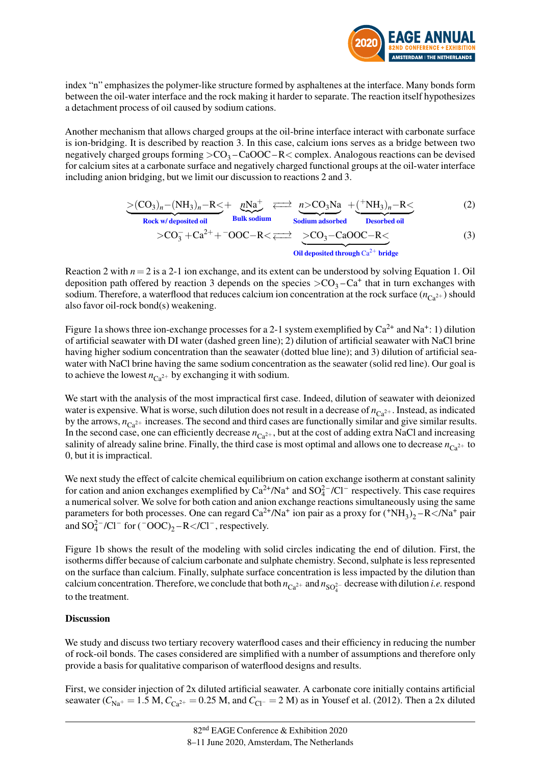index "n" emphasizes the polymer-like structure formed by asphaltenes at the interface. Many bonds form between the oil-water interface and the rock making it harder to separate. The reaction itself hypothesizes a detachment process of oil caused by sodium cations.

Another mechanism that allows charged groups at the oil-brine interface interact with carbonate surface is ion-bridging. It is described by reaction 3. In this case, calcium ions serves as a bridge between two negatively charged groups forming $>CO_3-CaOOC-R<$ complex. Analogous reactions can be devised for calcium sites at a carbonate surface and negatively charged functional groups at the oil-water interface including anion bridging, but we limit our discussion to reactions 2 and 3.

$$\underbrace{>(CO_3)_n-(NH_3)_n-R<}_{\text{Rock w/ deposited oil}} + \underbrace{nNa^+}_{\text{Bulk sodium}} \rightleftharpoons \underbrace{n>CO_3Na}_{\text{Sodium adsorbed}} + \underbrace{(^+NH_3)_n-R<}_{\text{Desorbed oil}} \tag{2}$$

$$>CO_3^- + Ca^{2+} + {}^-OOC-R< \rightleftharpoons \underbrace{>CO_3-CaOOC-R<}_{\text{Oil deposited through } Ca^{2+} \text{ bridge}} \tag{3}$$

Reaction 2 with $n = 2$ is a 2-1 ion exchange, and its extent can be understood by solving Equation 1. Oil deposition path offered by reaction 3 depends on the species $>CO_3-Ca^+$ that in turn exchanges with sodium. Therefore, a waterflood that reduces calcium ion concentration at the rock surface ($n_{Ca^{2+}}$) should also favor oil-rock bond(s) weakening.

Figure 1a shows three ion-exchange processes for a 2-1 system exemplified by $Ca^{2+}$ and $Na^+$: 1) dilution of artificial seawater with DI water (dashed green line); 2) dilution of artificial seawater with NaCl brine having higher sodium concentration than the seawater (dotted blue line); and 3) dilution of artificial seawater with NaCl brine having the same sodium concentration as the seawater (solid red line). Our goal is to achieve the lowest $n_{Ca^{2+}}$ by exchanging it with sodium.

We start with the analysis of the most impractical first case. Indeed, dilution of seawater with deionized water is expensive. What is worse, such dilution does not result in a decrease of $n_{Ca^{2+}}$. Instead, as indicated by the arrows, $n_{Ca^{2+}}$ increases. The second and third cases are functionally similar and give similar results. In the second case, one can efficiently decrease $n_{Ca^{2+}}$, but at the cost of adding extra NaCl and increasing salinity of already saline brine. Finally, the third case is most optimal and allows one to decrease $n_{Ca^{2+}}$ to 0, but it is impractical.

We next study the effect of calcite chemical equilibrium on cation exchange isotherm at constant salinity for cation and anion exchanges exemplified by $Ca^{2+}/Na^+$ and $SO_4^{2-}/Cl^-$ respectively. This case requires a numerical solver. We solve for both cation and anion exchange reactions simultaneously using the same parameters for both processes. One can regard $Ca^{2+}/Na^+$ ion pair as a proxy for $(^+NH_3)_2-R</Na^+$ pair and $SO_4^{2-}/Cl^-$ for $(^-OOC)_2-R</Cl^-$, respectively.

Figure 1b shows the result of the modeling with solid circles indicating the end of dilution. First, the isotherms differ because of calcium carbonate and sulphate chemistry. Second, sulphate is less represented on the surface than calcium. Finally, sulphate surface concentration is less impacted by the dilution than calcium concentration. Therefore, we conclude that both $n_{Ca^{2+}}$ and $n_{SO_4^{2-}}$ decrease with dilution *i.e.* respond to the treatment.

**Discussion**

We study and discuss two tertiary recovery waterflood cases and their efficiency in reducing the number of rock-oil bonds. The cases considered are simplified with a number of assumptions and therefore only provide a basis for qualitative comparison of waterflood designs and results.

First, we consider injection of 2x diluted artificial seawater. A carbonate core initially contains artificial seawater ($C_{Na^+} = 1.5$ M, $C_{Ca^{2+}} = 0.25$ M, and $C_{Cl^-} = 2$ M) as in Yousef et al. (2012). Then a 2x diluted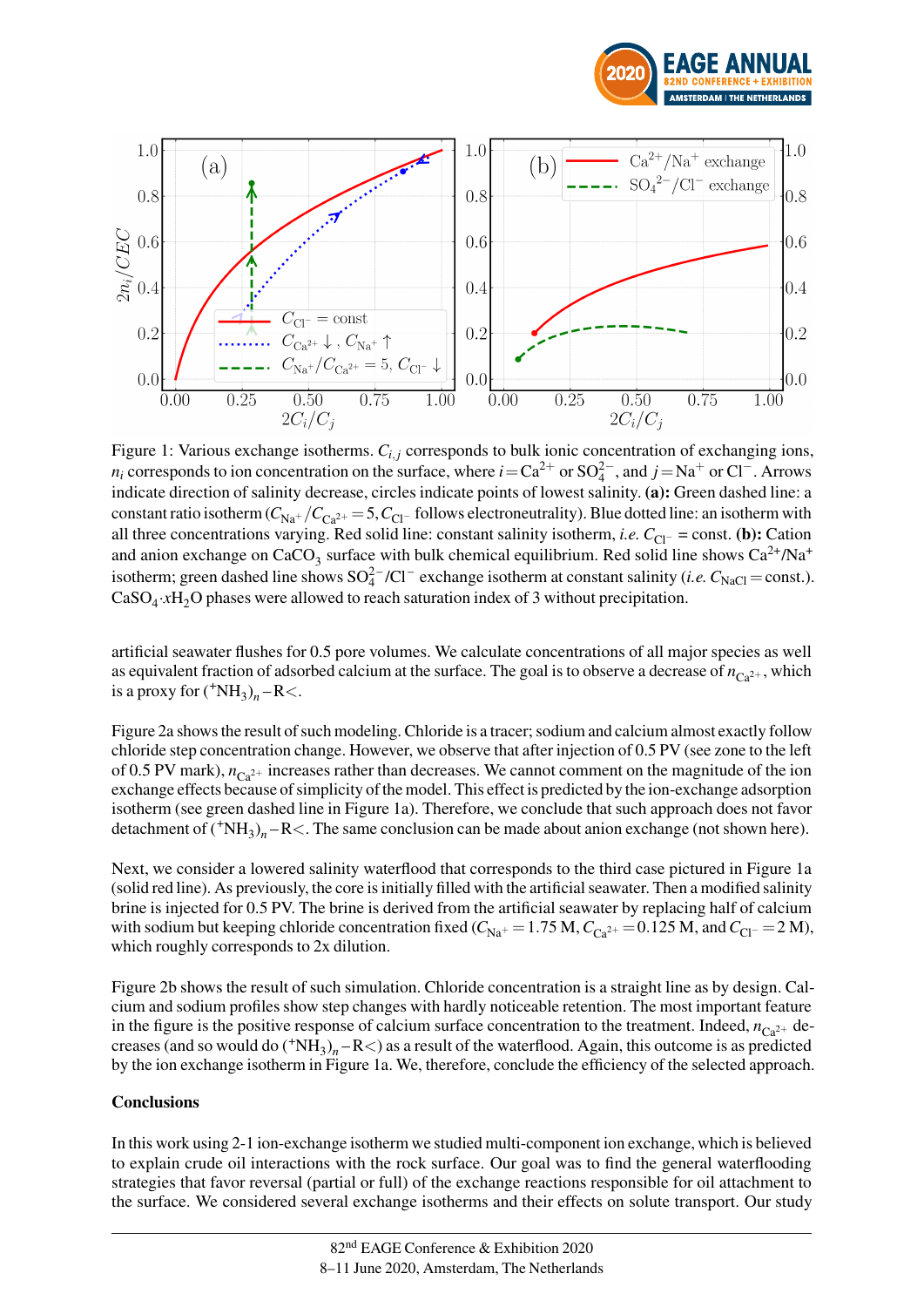Figure 1: Various exchange isotherms. $C_{i,j}$ corresponds to bulk ionic concentration of exchanging ions, $n_i$ corresponds to ion concentration on the surface, where $i = Ca^{2+}$ or $SO_4^{2-}$, and $j = Na^+$ or $Cl^-$. Arrows indicate direction of salinity decrease, circles indicate points of lowest salinity. **(a):** Green dashed line: a constant ratio isotherm ($C_{Na^+}/C_{Ca^{2+}} = 5, C_{Cl^-}$ follows electroneutrality). Blue dotted line: an isotherm with all three concentrations varying. Red solid line: constant salinity isotherm, *i.e.* $C_{Cl^-} =$ const. **(b):** Cation and anion exchange on $CaCO_3$ surface with bulk chemical equilibrium. Red solid line shows $Ca^{2+}/Na^+$ isotherm; green dashed line shows $SO_4^{2-}/Cl^-$ exchange isotherm at constant salinity (*i.e.* $C_{NaCl} =$ const.). $CaSO_4{\cdot}xH_2O$ phases were allowed to reach saturation index of 3 without precipitation.

artificial seawater flushes for 0.5 pore volumes. We calculate concentrations of all major species as well as equivalent fraction of adsorbed calcium at the surface. The goal is to observe a decrease of $n_{Ca^{2+}}$, which is a proxy for $(^+NH_3)_n{-}R{<}$.

Figure 2a shows the result of such modeling. Chloride is a tracer; sodium and calcium almost exactly follow chloride step concentration change. However, we observe that after injection of 0.5 PV (see zone to the left of 0.5 PV mark), $n_{Ca^{2+}}$ increases rather than decreases. We cannot comment on the magnitude of the ion exchange effects because of simplicity of the model. This effect is predicted by the ion-exchange adsorption isotherm (see green dashed line in Figure 1a). Therefore, we conclude that such approach does not favor detachment of $(^+NH_3)_n{-}R{<}$. The same conclusion can be made about anion exchange (not shown here).

Next, we consider a lowered salinity waterflood that corresponds to the third case pictured in Figure 1a (solid red line). As previously, the core is initially filled with the artificial seawater. Then a modified salinity brine is injected for 0.5 PV. The brine is derived from the artificial seawater by replacing half of calcium with sodium but keeping chloride concentration fixed ($C_{Na^+} = 1.75$ M, $C_{Ca^{2+}} = 0.125$ M, and $C_{Cl^-} = 2$ M), which roughly corresponds to 2x dilution.

Figure 2b shows the result of such simulation. Chloride concentration is a straight line as by design. Calcium and sodium profiles show step changes with hardly noticeable retention. The most important feature in the figure is the positive response of calcium surface concentration to the treatment. Indeed, $n_{Ca^{2+}}$ decreases (and so would do $(^+NH_3)_n{-}R{<}$) as a result of the waterflood. Again, this outcome is as predicted by the ion exchange isotherm in Figure 1a. We, therefore, conclude the efficiency of the selected approach.

## Conclusions

In this work using 2-1 ion-exchange isotherm we studied multi-component ion exchange, which is believed to explain crude oil interactions with the rock surface. Our goal was to find the general waterflooding strategies that favor reversal (partial or full) of the exchange reactions responsible for oil attachment to the surface. We considered several exchange isotherms and their effects on solute transport. Our study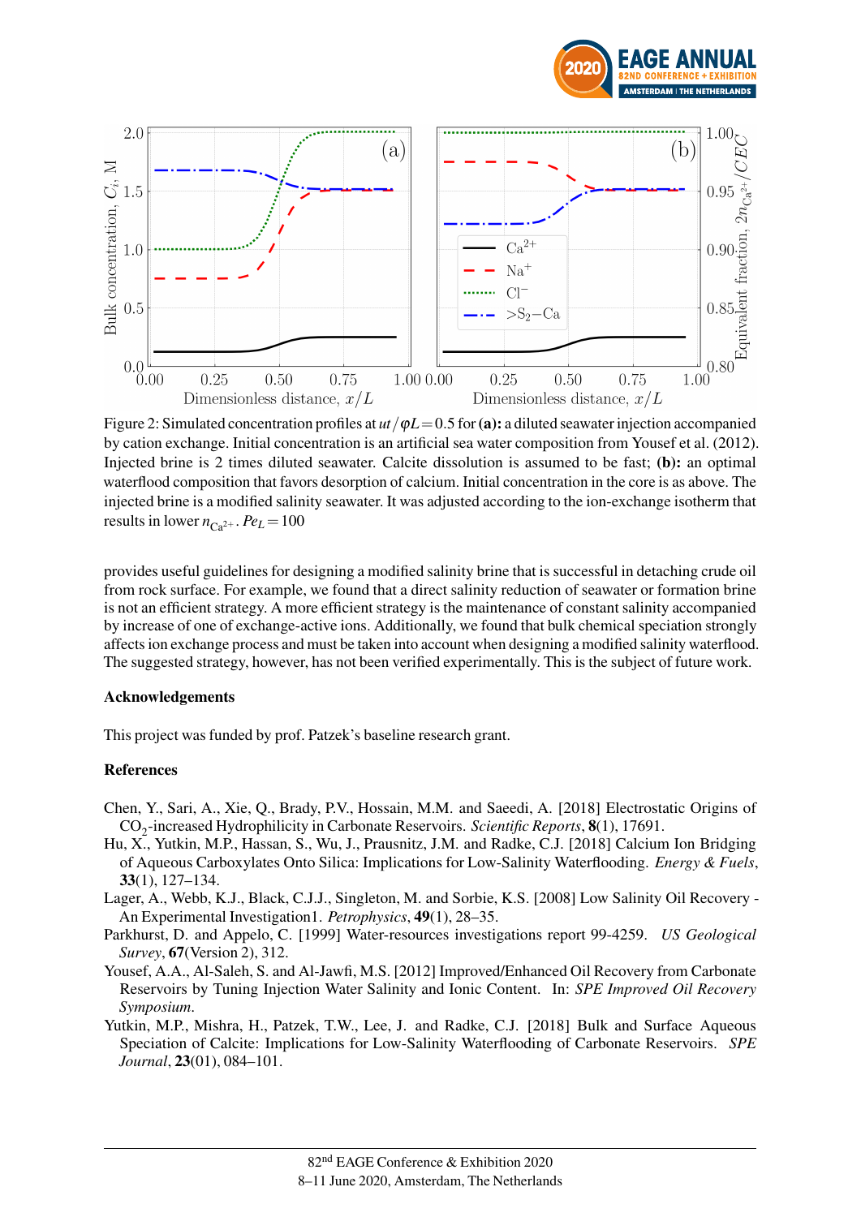(a)

Bulk concentration, $C_i$, M

2.0
1.5
1.0
0.5
0.0

0.00 0.25 0.50 0.75 1.00

Dimensionless distance, $x/L$

(b)

Equivalent fraction, $2n_{Ca^{2+}}/CEC$

1.00
0.95
0.90
0.85
0.80

0.00 0.25 0.50 0.75 1.00

Dimensionless distance, $x/L$

$Ca^{2+}$
$Na^{+}$
$Cl^{-}$
$>S_2-Ca$

Figure 2: Simulated concentration profiles at $ut/\varphi L = 0.5$ for **(a):** a diluted seawater injection accompanied by cation exchange. Initial concentration is an artificial sea water composition from Yousef et al. (2012). Injected brine is 2 times diluted seawater. Calcite dissolution is assumed to be fast; **(b):** an optimal waterflood composition that favors desorption of calcium. Initial concentration in the core is as above. The injected brine is a modified salinity seawater. It was adjusted according to the ion-exchange isotherm that results in lower $n_{Ca^{2+}}$. $Pe_L = 100$

provides useful guidelines for designing a modified salinity brine that is successful in detaching crude oil from rock surface. For example, we found that a direct salinity reduction of seawater or formation brine is not an efficient strategy. A more efficient strategy is the maintenance of constant salinity accompanied by increase of one of exchange-active ions. Additionally, we found that bulk chemical speciation strongly affects ion exchange process and must be taken into account when designing a modified salinity waterflood. The suggested strategy, however, has not been verified experimentally. This is the subject of future work.

## Acknowledgements

This project was funded by prof. Patzek's baseline research grant.

## References

Chen, Y., Sari, A., Xie, Q., Brady, P.V., Hossain, M.M. and Saeedi, A. [2018] Electrostatic Origins of $CO_2$-increased Hydrophilicity in Carbonate Reservoirs. *Scientific Reports*, **8**(1), 17691.

Hu, X., Yutkin, M.P., Hassan, S., Wu, J., Prausnitz, J.M. and Radke, C.J. [2018] Calcium Ion Bridging of Aqueous Carboxylates Onto Silica: Implications for Low-Salinity Waterflooding. *Energy & Fuels*, **33**(1), 127–134.

Lager, A., Webb, K.J., Black, C.J.J., Singleton, M. and Sorbie, K.S. [2008] Low Salinity Oil Recovery - An Experimental Investigation1. *Petrophysics*, **49**(1), 28–35.

Parkhurst, D. and Appelo, C. [1999] Water-resources investigations report 99-4259. *US Geological Survey*, **67**(Version 2), 312.

Yousef, A.A., Al-Saleh, S. and Al-Jawfi, M.S. [2012] Improved/Enhanced Oil Recovery from Carbonate Reservoirs by Tuning Injection Water Salinity and Ionic Content. In: *SPE Improved Oil Recovery Symposium*.

Yutkin, M.P., Mishra, H., Patzek, T.W., Lee, J. and Radke, C.J. [2018] Bulk and Surface Aqueous Speciation of Calcite: Implications for Low-Salinity Waterflooding of Carbonate Reservoirs. *SPE Journal*, **23**(01), 084–101.